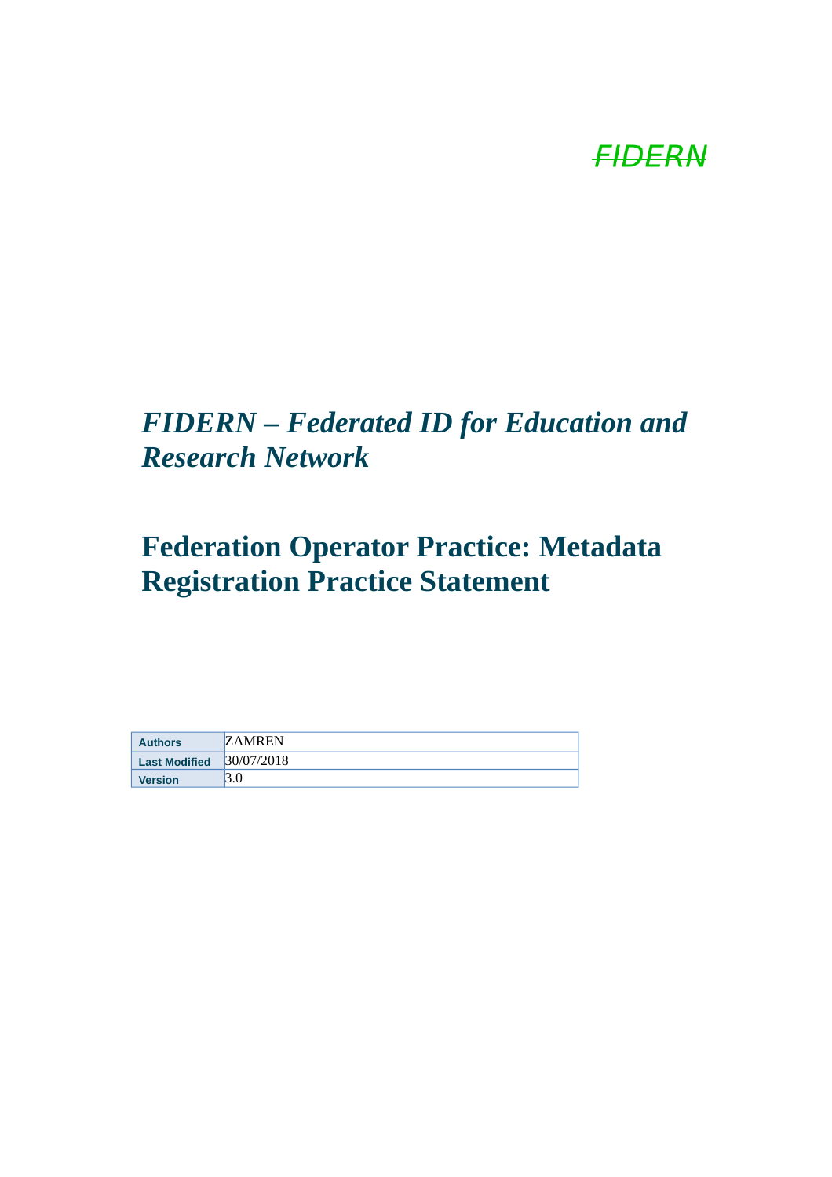*FIDERN*

# *FIDERN – Federated ID for Education and Research Network*

# Federation Operator Practice: Metadata Registration Practice Statement

| Authors | ZAMREN |
| --- | --- |
| Last Modified | 30/07/2018 |
| Version | 3.0 |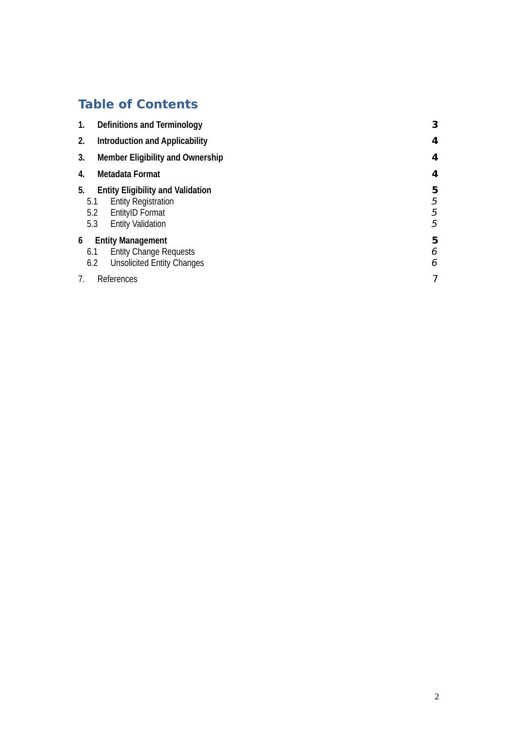## Table of Contents

| | | |
|---|---|---|
| **1.** | **Definitions and Terminology** | **3** |
| **2.** | **Introduction and Applicability** | **4** |
| **3.** | **Member Eligibility and Ownership** | **4** |
| **4.** | **Metadata Format** | **4** |
| **5.** | **Entity Eligibility and Validation** | **5** |
| 5.1 | Entity Registration | *5* |
| 5.2 | EntityID Format | *5* |
| 5.3 | Entity Validation | *5* |
| **6** | **Entity Management** | **5** |
| 6.1 | Entity Change Requests | *6* |
| 6.2 | Unsolicited Entity Changes | *6* |
| 7. | References | 7 |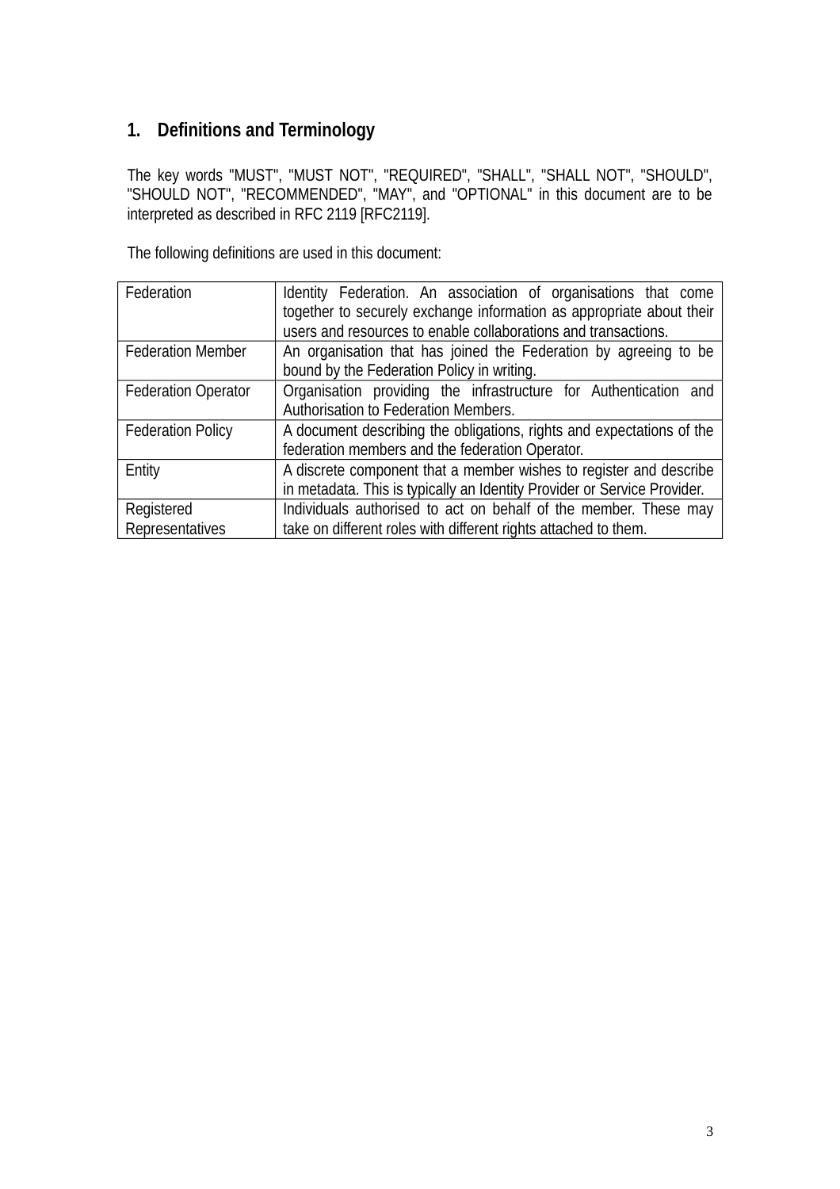## 1. Definitions and Terminology

The key words "MUST", "MUST NOT", "REQUIRED", "SHALL", "SHALL NOT", "SHOULD", "SHOULD NOT", "RECOMMENDED", "MAY", and "OPTIONAL" in this document are to be interpreted as described in RFC 2119 [RFC2119].

The following definitions are used in this document:

| | |
|---|---|
| Federation | Identity Federation. An association of organisations that come together to securely exchange information as appropriate about their users and resources to enable collaborations and transactions. |
| Federation Member | An organisation that has joined the Federation by agreeing to be bound by the Federation Policy in writing. |
| Federation Operator | Organisation providing the infrastructure for Authentication and Authorisation to Federation Members. |
| Federation Policy | A document describing the obligations, rights and expectations of the federation members and the federation Operator. |
| Entity | A discrete component that a member wishes to register and describe in metadata. This is typically an Identity Provider or Service Provider. |
| Registered Representatives | Individuals authorised to act on behalf of the member. These may take on different roles with different rights attached to them. |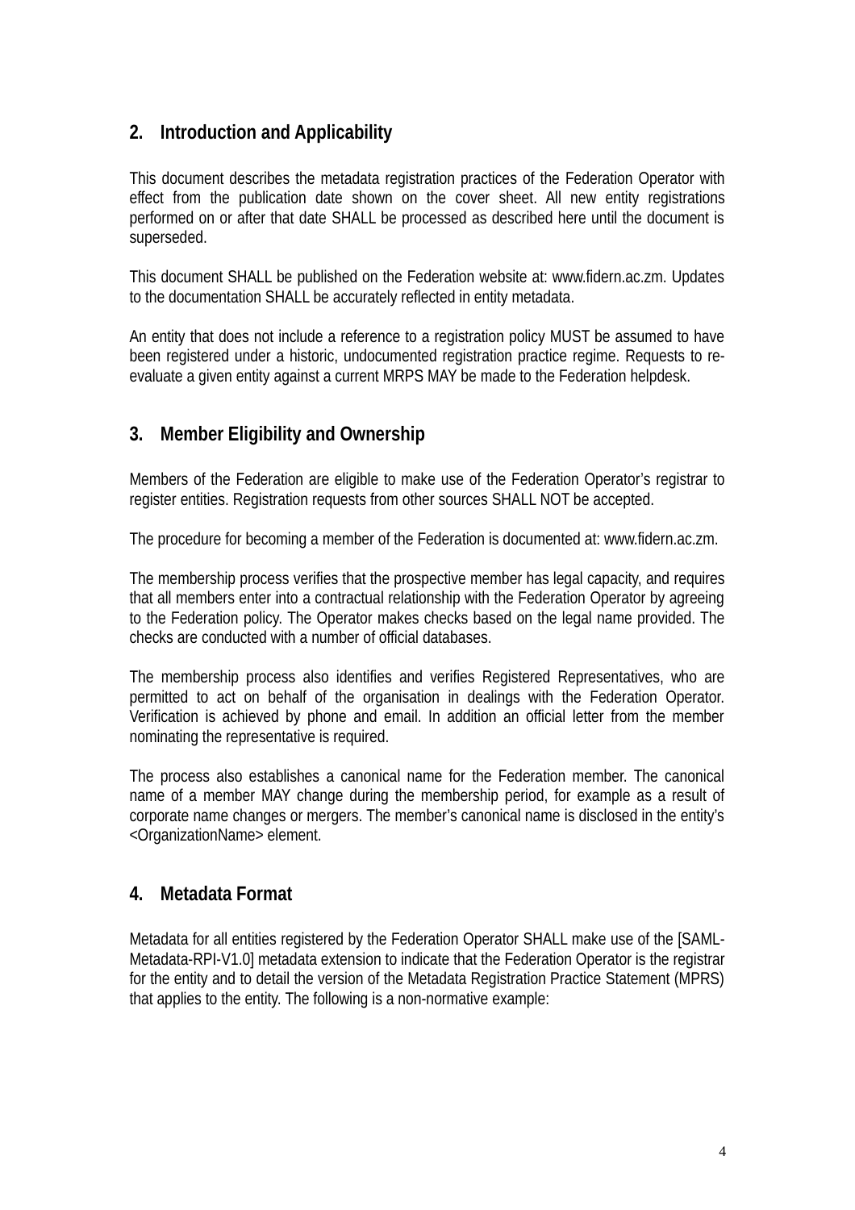## 2. Introduction and Applicability

This document describes the metadata registration practices of the Federation Operator with effect from the publication date shown on the cover sheet. All new entity registrations performed on or after that date SHALL be processed as described here until the document is superseded.

This document SHALL be published on the Federation website at: www.fidern.ac.zm. Updates to the documentation SHALL be accurately reflected in entity metadata.

An entity that does not include a reference to a registration policy MUST be assumed to have been registered under a historic, undocumented registration practice regime. Requests to re-evaluate a given entity against a current MRPS MAY be made to the Federation helpdesk.

## 3. Member Eligibility and Ownership

Members of the Federation are eligible to make use of the Federation Operator's registrar to register entities. Registration requests from other sources SHALL NOT be accepted.

The procedure for becoming a member of the Federation is documented at: www.fidern.ac.zm.

The membership process verifies that the prospective member has legal capacity, and requires that all members enter into a contractual relationship with the Federation Operator by agreeing to the Federation policy. The Operator makes checks based on the legal name provided. The checks are conducted with a number of official databases.

The membership process also identifies and verifies Registered Representatives, who are permitted to act on behalf of the organisation in dealings with the Federation Operator. Verification is achieved by phone and email. In addition an official letter from the member nominating the representative is required.

The process also establishes a canonical name for the Federation member. The canonical name of a member MAY change during the membership period, for example as a result of corporate name changes or mergers. The member's canonical name is disclosed in the entity's <OrganizationName> element.

## 4. Metadata Format

Metadata for all entities registered by the Federation Operator SHALL make use of the [SAML-Metadata-RPI-V1.0] metadata extension to indicate that the Federation Operator is the registrar for the entity and to detail the version of the Metadata Registration Practice Statement (MPRS) that applies to the entity. The following is a non-normative example: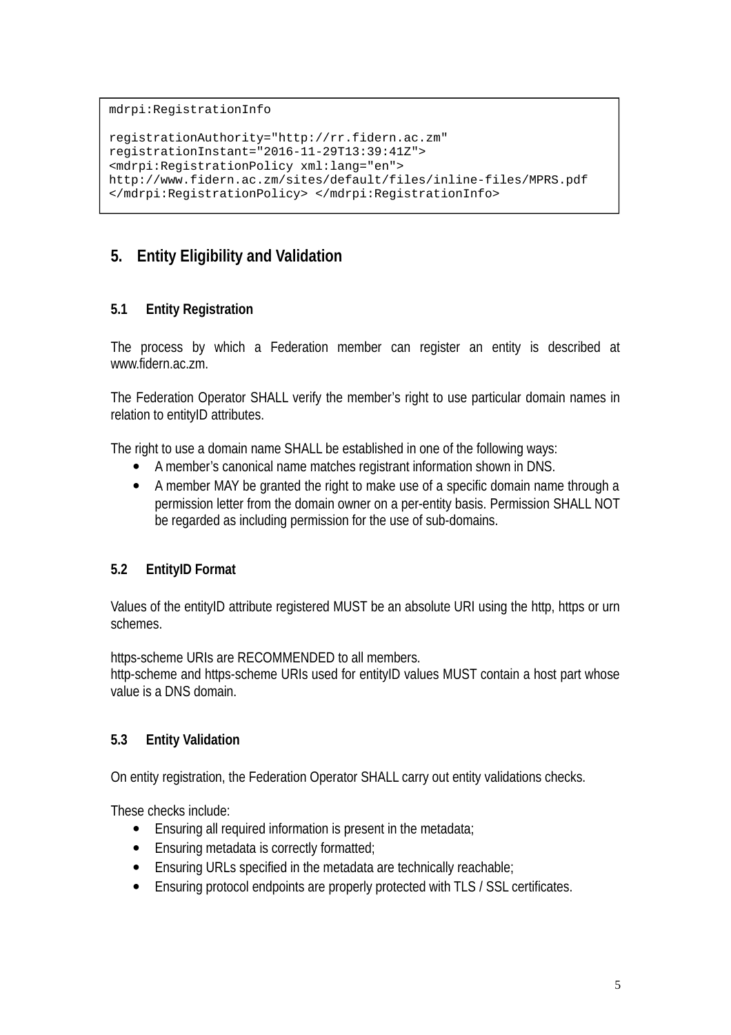```
mdrpi:RegistrationInfo

registrationAuthority="http://rr.fidern.ac.zm"
registrationInstant="2016-11-29T13:39:41Z">
<mdrpi:RegistrationPolicy xml:lang="en">
http://www.fidern.ac.zm/sites/default/files/inline-files/MPRS.pdf
</mdrpi:RegistrationPolicy> </mdrpi:RegistrationInfo>
```

## 5. Entity Eligibility and Validation

### 5.1 Entity Registration

The process by which a Federation member can register an entity is described at www.fidern.ac.zm.

The Federation Operator SHALL verify the member's right to use particular domain names in relation to entityID attributes.

The right to use a domain name SHALL be established in one of the following ways:

- A member's canonical name matches registrant information shown in DNS.
- A member MAY be granted the right to make use of a specific domain name through a permission letter from the domain owner on a per-entity basis. Permission SHALL NOT be regarded as including permission for the use of sub-domains.

### 5.2 EntityID Format

Values of the entityID attribute registered MUST be an absolute URI using the http, https or urn schemes.

https-scheme URIs are RECOMMENDED to all members.
http-scheme and https-scheme URIs used for entityID values MUST contain a host part whose value is a DNS domain.

### 5.3 Entity Validation

On entity registration, the Federation Operator SHALL carry out entity validations checks.

These checks include:

- Ensuring all required information is present in the metadata;
- Ensuring metadata is correctly formatted;
- Ensuring URLs specified in the metadata are technically reachable;
- Ensuring protocol endpoints are properly protected with TLS / SSL certificates.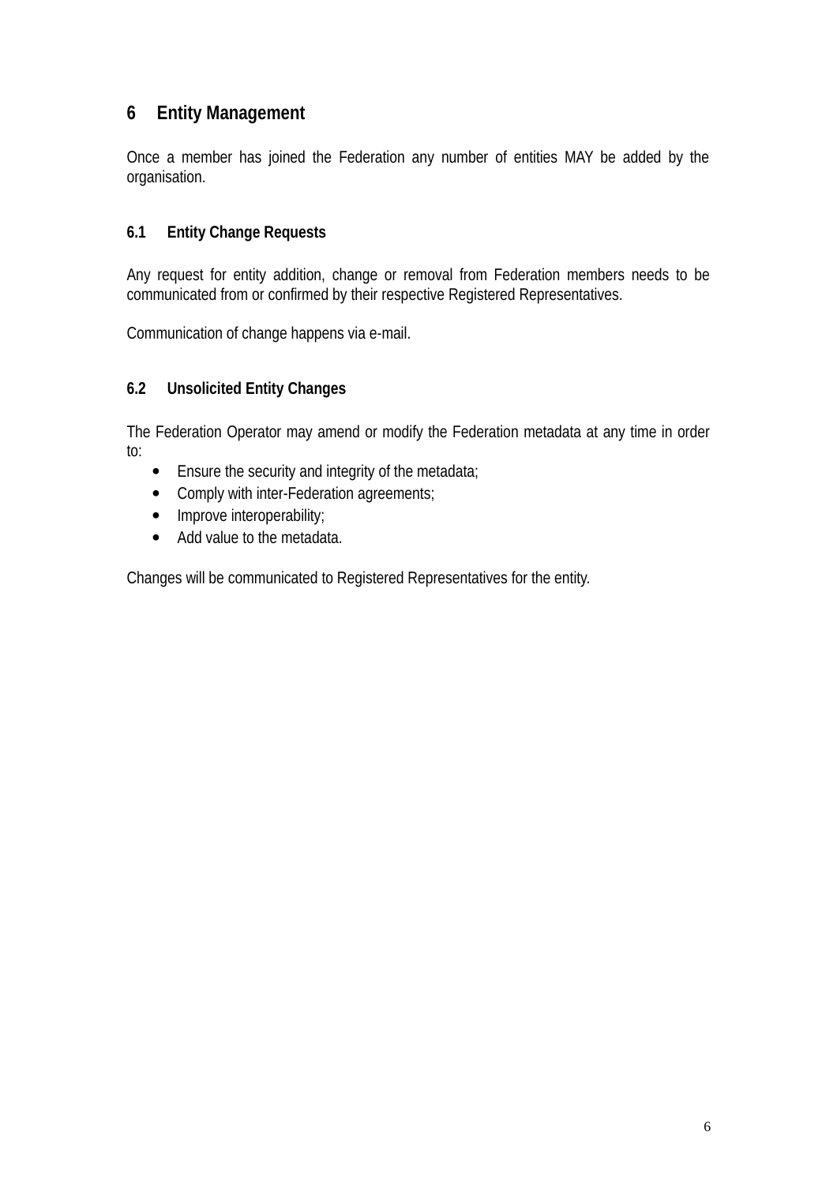# 6 Entity Management

Once a member has joined the Federation any number of entities MAY be added by the organisation.

## 6.1 Entity Change Requests

Any request for entity addition, change or removal from Federation members needs to be communicated from or confirmed by their respective Registered Representatives.

Communication of change happens via e-mail.

## 6.2 Unsolicited Entity Changes

The Federation Operator may amend or modify the Federation metadata at any time in order to:

- Ensure the security and integrity of the metadata;
- Comply with inter-Federation agreements;
- Improve interoperability;
- Add value to the metadata.

Changes will be communicated to Registered Representatives for the entity.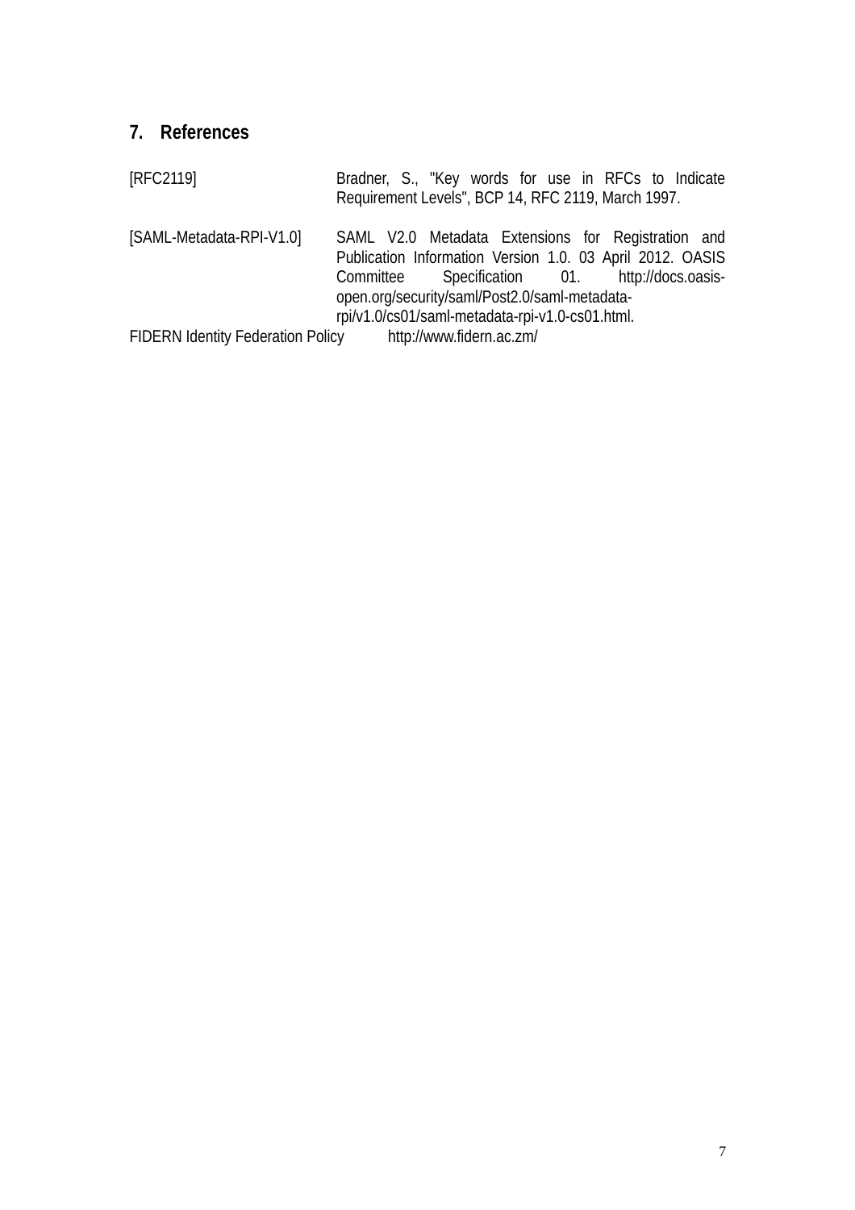## 7. References

[RFC2119] Bradner, S., "Key words for use in RFCs to Indicate Requirement Levels", BCP 14, RFC 2119, March 1997.

[SAML-Metadata-RPI-V1.0] SAML V2.0 Metadata Extensions for Registration and Publication Information Version 1.0. 03 April 2012. OASIS Committee Specification 01. http://docs.oasis-open.org/security/saml/Post2.0/saml-metadata-rpi/v1.0/cs01/saml-metadata-rpi-v1.0-cs01.html.

FIDERN Identity Federation Policy http://www.fidern.ac.zm/